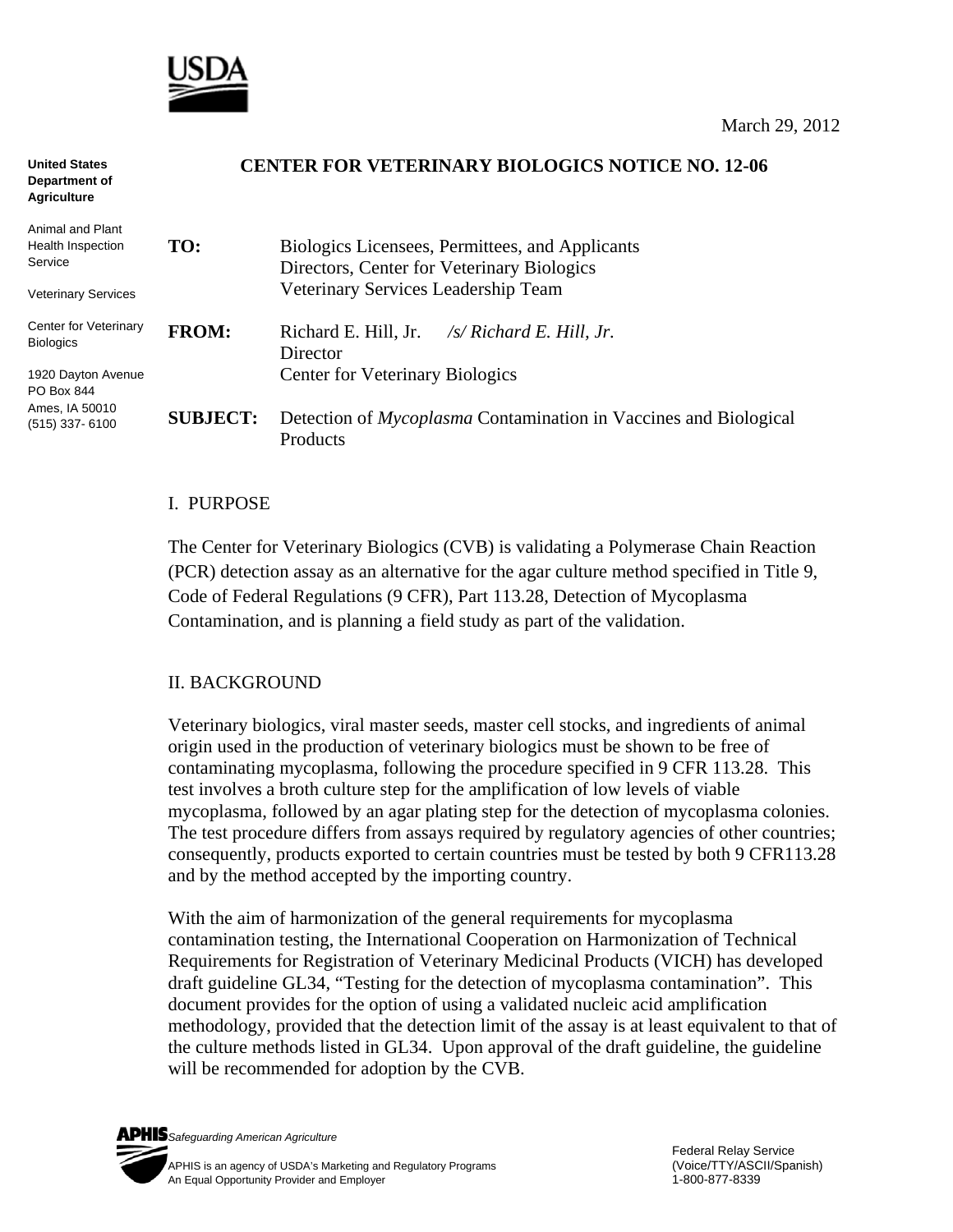March 29, 2012

**United States Department of Agriculture**

Animal and Plant Health Inspection Service

Veterinary Services

Center for Veterinary Biologics

1920 Dayton Avenue
PO Box 844
Ames, IA 50010
(515) 337- 6100

## CENTER FOR VETERINARY BIOLOGICS NOTICE NO. 12-06

**TO:** Biologics Licensees, Permittees, and Applicants
Directors, Center for Veterinary Biologics
Veterinary Services Leadership Team

**FROM:** Richard E. Hill, Jr. */s/ Richard E. Hill, Jr.*
Director
Center for Veterinary Biologics

**SUBJECT:** Detection of *Mycoplasma* Contamination in Vaccines and Biological Products

### I. PURPOSE

The Center for Veterinary Biologics (CVB) is validating a Polymerase Chain Reaction (PCR) detection assay as an alternative for the agar culture method specified in Title 9, Code of Federal Regulations (9 CFR), Part 113.28, Detection of Mycoplasma Contamination, and is planning a field study as part of the validation.

### II. BACKGROUND

Veterinary biologics, viral master seeds, master cell stocks, and ingredients of animal origin used in the production of veterinary biologics must be shown to be free of contaminating mycoplasma, following the procedure specified in 9 CFR 113.28. This test involves a broth culture step for the amplification of low levels of viable mycoplasma, followed by an agar plating step for the detection of mycoplasma colonies. The test procedure differs from assays required by regulatory agencies of other countries; consequently, products exported to certain countries must be tested by both 9 CFR113.28 and by the method accepted by the importing country.

With the aim of harmonization of the general requirements for mycoplasma contamination testing, the International Cooperation on Harmonization of Technical Requirements for Registration of Veterinary Medicinal Products (VICH) has developed draft guideline GL34, "Testing for the detection of mycoplasma contamination". This document provides for the option of using a validated nucleic acid amplification methodology, provided that the detection limit of the assay is at least equivalent to that of the culture methods listed in GL34. Upon approval of the draft guideline, the guideline will be recommended for adoption by the CVB.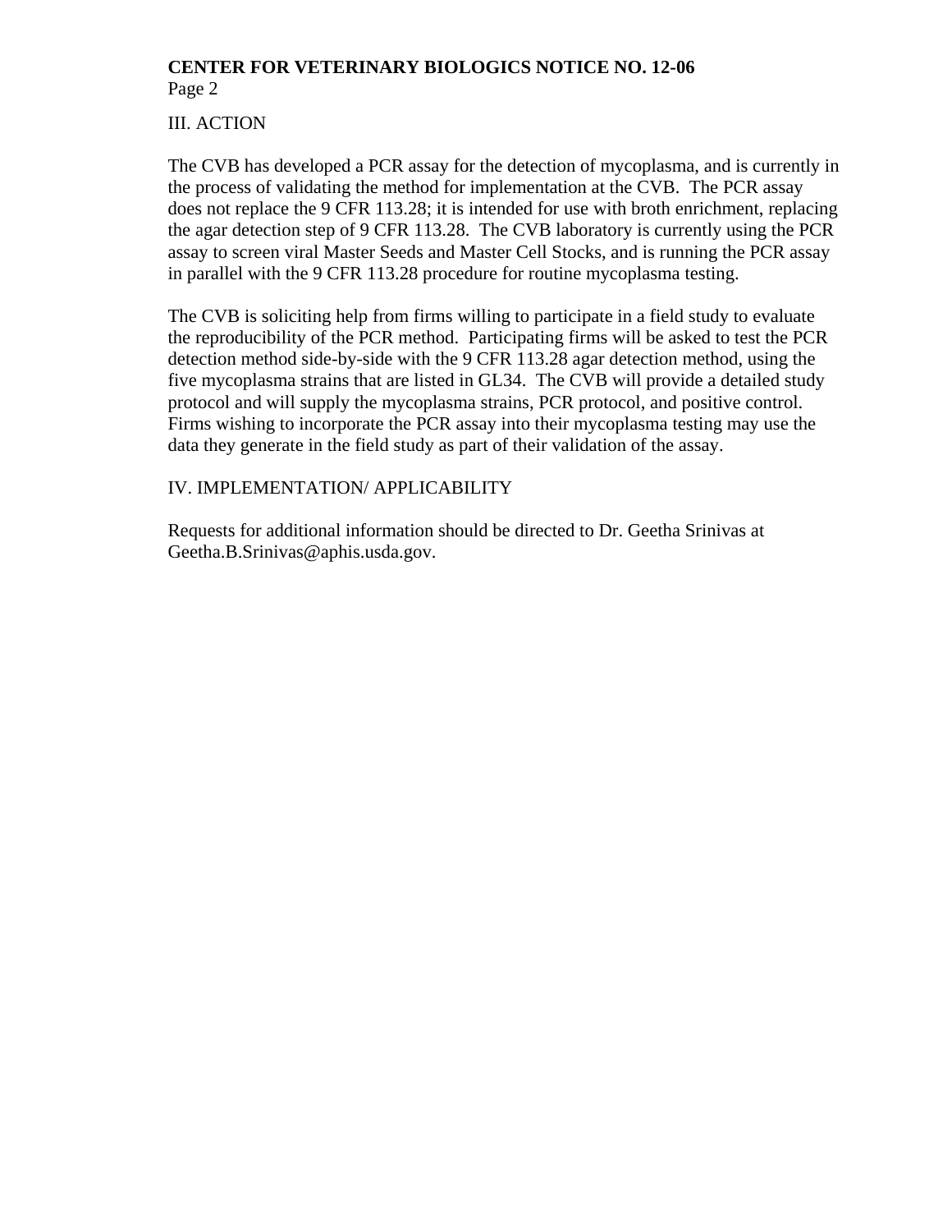## III. ACTION

The CVB has developed a PCR assay for the detection of mycoplasma, and is currently in the process of validating the method for implementation at the CVB. The PCR assay does not replace the 9 CFR 113.28; it is intended for use with broth enrichment, replacing the agar detection step of 9 CFR 113.28. The CVB laboratory is currently using the PCR assay to screen viral Master Seeds and Master Cell Stocks, and is running the PCR assay in parallel with the 9 CFR 113.28 procedure for routine mycoplasma testing.

The CVB is soliciting help from firms willing to participate in a field study to evaluate the reproducibility of the PCR method. Participating firms will be asked to test the PCR detection method side-by-side with the 9 CFR 113.28 agar detection method, using the five mycoplasma strains that are listed in GL34. The CVB will provide a detailed study protocol and will supply the mycoplasma strains, PCR protocol, and positive control. Firms wishing to incorporate the PCR assay into their mycoplasma testing may use the data they generate in the field study as part of their validation of the assay.

## IV. IMPLEMENTATION/ APPLICABILITY

Requests for additional information should be directed to Dr. Geetha Srinivas at Geetha.B.Srinivas@aphis.usda.gov.